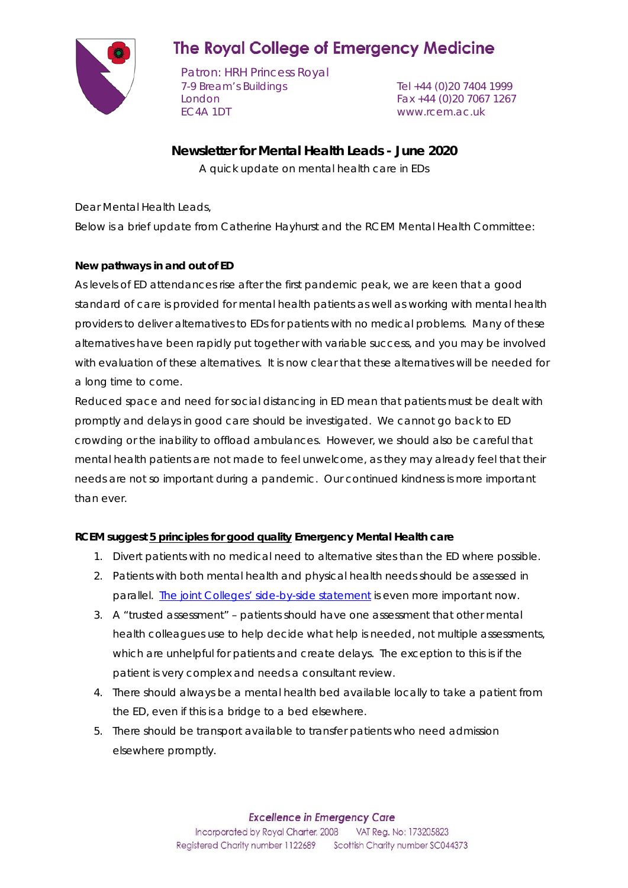# The Royal College of Emergency Medicine

Patron: HRH Princess Royal
7-9 Bream's Buildings
London
EC4A 1DT

Tel +44 (0)20 7404 1999
Fax +44 (0)20 7067 1267
www.rcem.ac.uk

## Newsletter for Mental Health Leads - June 2020

A quick update on mental health care in EDs

Dear Mental Health Leads,

Below is a brief update from Catherine Hayhurst and the RCEM Mental Health Committee:

**New pathways in and out of ED**

As levels of ED attendances rise after the first pandemic peak, we are keen that a good standard of care is provided for mental health patients as well as working with mental health providers to deliver alternatives to EDs for patients with no medical problems. Many of these alternatives have been rapidly put together with variable success, and you may be involved with evaluation of these alternatives. It is now clear that these alternatives will be needed for a long time to come.

Reduced space and need for social distancing in ED mean that patients must be dealt with promptly and delays in good care should be investigated. We cannot go back to ED crowding or the inability to offload ambulances. However, we should also be careful that mental health patients are not made to feel unwelcome, as they may already feel that their needs are not so important during a pandemic. Our continued kindness is more important than ever.

**RCEM suggest <u>5 principles for good quality</u> Emergency Mental Health care**

1. Divert patients with no medical need to alternative sites than the ED where possible.
2. Patients with both mental health and physical health needs should be assessed in parallel. [The joint Colleges' side-by-side statement]() is even more important now.
3. A "trusted assessment" – patients should have one assessment that other mental health colleagues use to help decide what help is needed, not multiple assessments, which are unhelpful for patients and create delays. The exception to this is if the patient is very complex and needs a consultant review.
4. There should always be a mental health bed available locally to take a patient from the ED, even if this is a bridge to a bed elsewhere.
5. There should be transport available to transfer patients who need admission elsewhere promptly.

*Excellence in Emergency Care*

Incorporated by Royal Charter, 2008 VAT Reg. No: 173205823
Registered Charity number 1122689 Scottish Charity number SC044373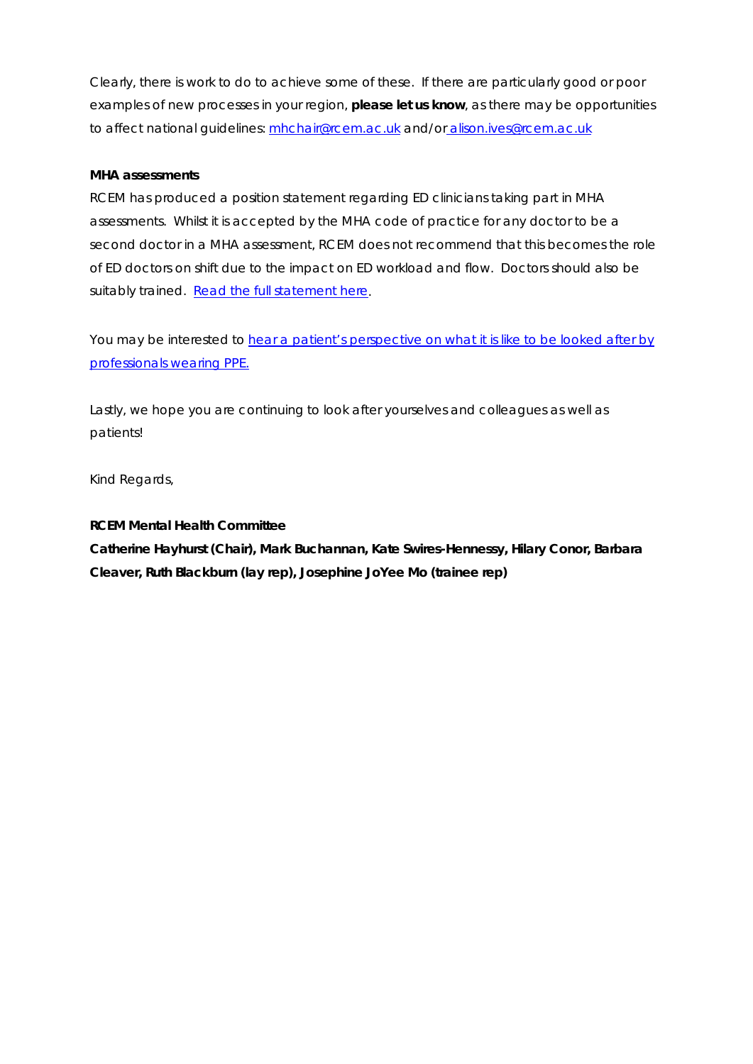Clearly, there is work to do to achieve some of these. If there are particularly good or poor examples of new processes in your region, **please let us know**, as there may be opportunities to affect national guidelines: mhchair@rcem.ac.uk and/or alison.ives@rcem.ac.uk

**MHA assessments**

RCEM has produced a position statement regarding ED clinicians taking part in MHA assessments. Whilst it is accepted by the MHA code of practice for any doctor to be a second doctor in a MHA assessment, RCEM does not recommend that this becomes the role of ED doctors on shift due to the impact on ED workload and flow. Doctors should also be suitably trained. Read the full statement here.

You may be interested to hear a patient's perspective on what it is like to be looked after by professionals wearing PPE.

Lastly, we hope you are continuing to look after yourselves and colleagues as well as patients!

Kind Regards,

**RCEM Mental Health Committee**

**Catherine Hayhurst (Chair), Mark Buchannan, Kate Swires-Hennessy, Hilary Conor, Barbara Cleaver, Ruth Blackburn (lay rep), Josephine JoYee Mo (trainee rep)**